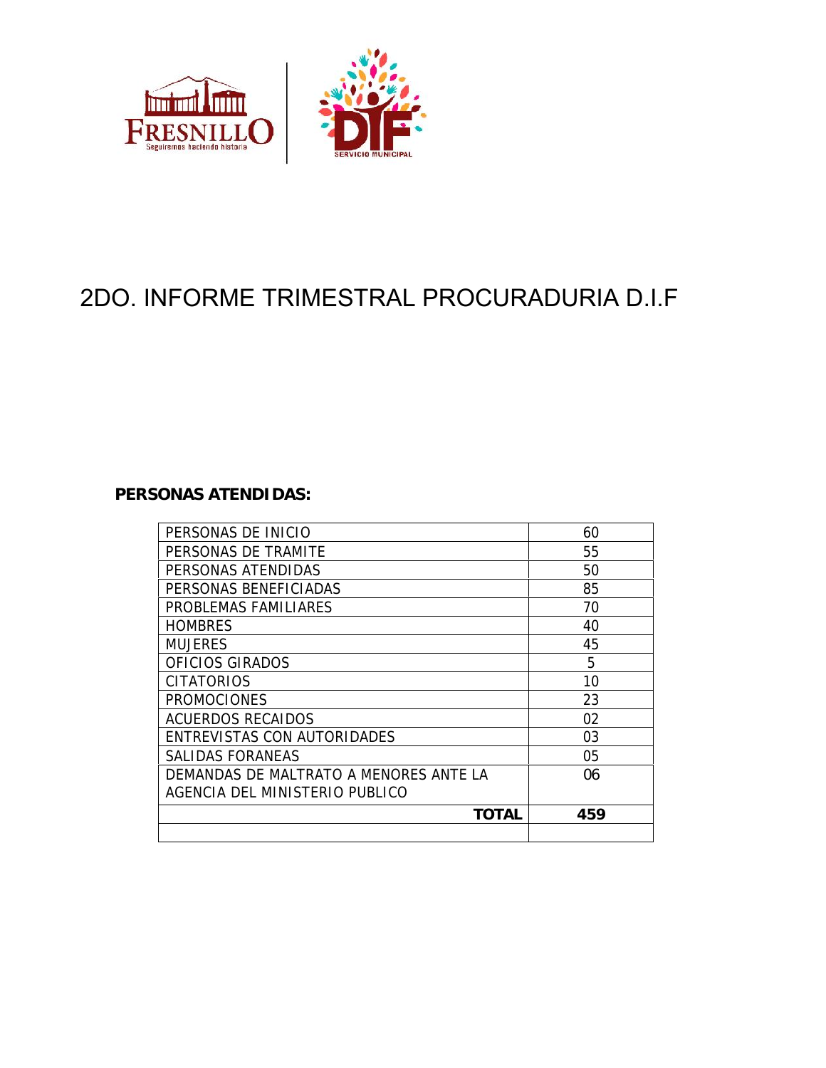# 2DO. INFORME TRIMESTRAL PROCURADURIA D.I.F

**PERSONAS ATENDIDAS:**

| | |
|---|---|
| PERSONAS DE INICIO | 60 |
| PERSONAS DE TRAMITE | 55 |
| PERSONAS ATENDIDAS | 50 |
| PERSONAS BENEFICIADAS | 85 |
| PROBLEMAS FAMILIARES | 70 |
| HOMBRES | 40 |
| MUJERES | 45 |
| OFICIOS GIRADOS | 5 |
| CITATORIOS | 10 |
| PROMOCIONES | 23 |
| ACUERDOS RECAIDOS | 02 |
| ENTREVISTAS CON AUTORIDADES | 03 |
| SALIDAS FORANEAS | 05 |
| DEMANDAS DE MALTRATO A MENORES ANTE LA AGENCIA DEL MINISTERIO PUBLICO | 06 |
| **TOTAL** | **459** |
| | |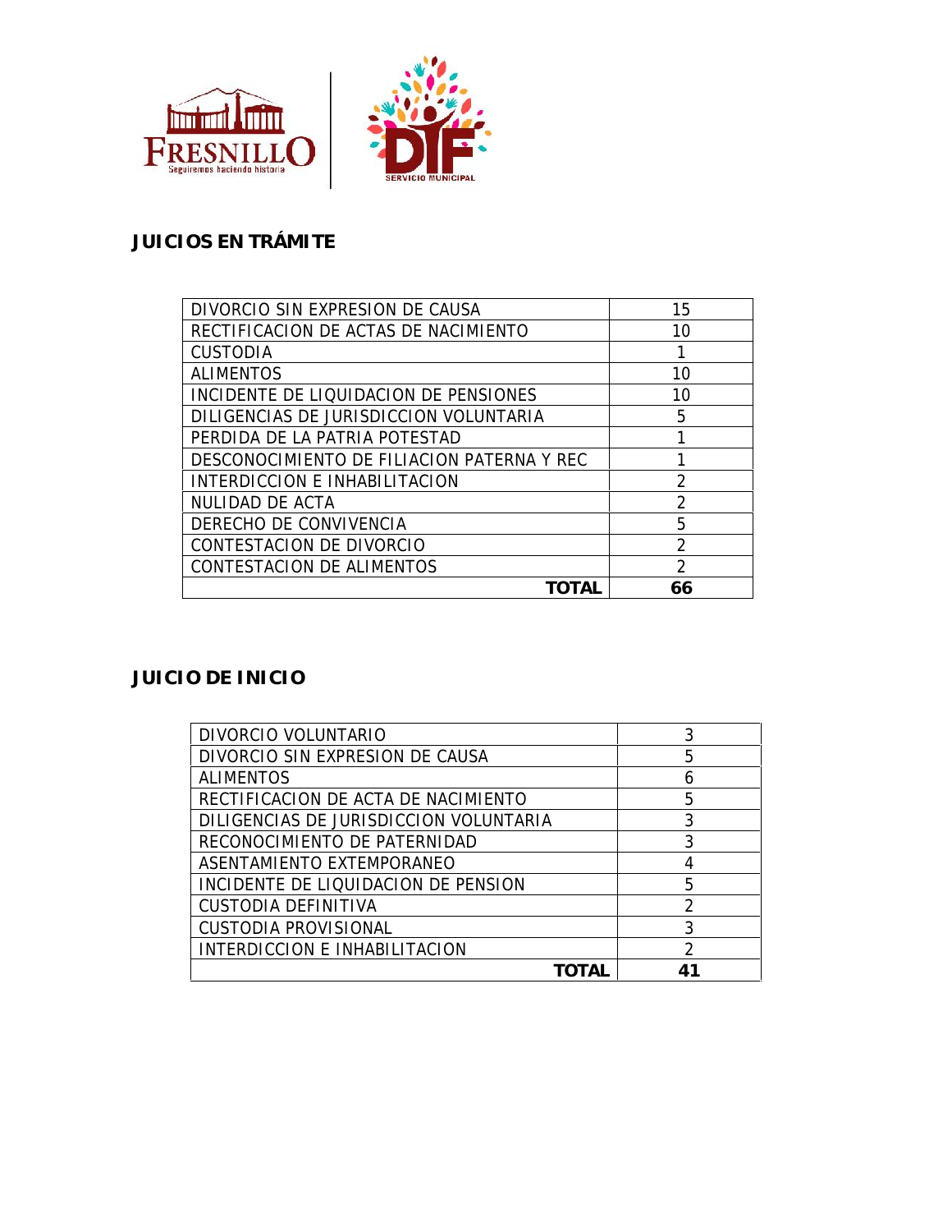## JUICIOS EN TRÁMITE

| | |
|---|---|
| DIVORCIO SIN EXPRESION DE CAUSA | 15 |
| RECTIFICACION DE ACTAS DE NACIMIENTO | 10 |
| CUSTODIA | 1 |
| ALIMENTOS | 10 |
| INCIDENTE DE LIQUIDACION DE PENSIONES | 10 |
| DILIGENCIAS DE JURISDICCION VOLUNTARIA | 5 |
| PERDIDA DE LA PATRIA POTESTAD | 1 |
| DESCONOCIMIENTO DE FILIACION PATERNA Y REC | 1 |
| INTERDICCION E INHABILITACION | 2 |
| NULIDAD DE ACTA | 2 |
| DERECHO DE CONVIVENCIA | 5 |
| CONTESTACION DE DIVORCIO | 2 |
| CONTESTACION DE ALIMENTOS | 2 |
| **TOTAL** | **66** |

## JUICIO DE INICIO

| | |
|---|---|
| DIVORCIO VOLUNTARIO | 3 |
| DIVORCIO SIN EXPRESION DE CAUSA | 5 |
| ALIMENTOS | 6 |
| RECTIFICACION DE ACTA DE NACIMIENTO | 5 |
| DILIGENCIAS DE JURISDICCION VOLUNTARIA | 3 |
| RECONOCIMIENTO DE PATERNIDAD | 3 |
| ASENTAMIENTO EXTEMPORANEO | 4 |
| INCIDENTE DE LIQUIDACION DE PENSION | 5 |
| CUSTODIA DEFINITIVA | 2 |
| CUSTODIA PROVISIONAL | 3 |
| INTERDICCION E INHABILITACION | 2 |
| **TOTAL** | **41** |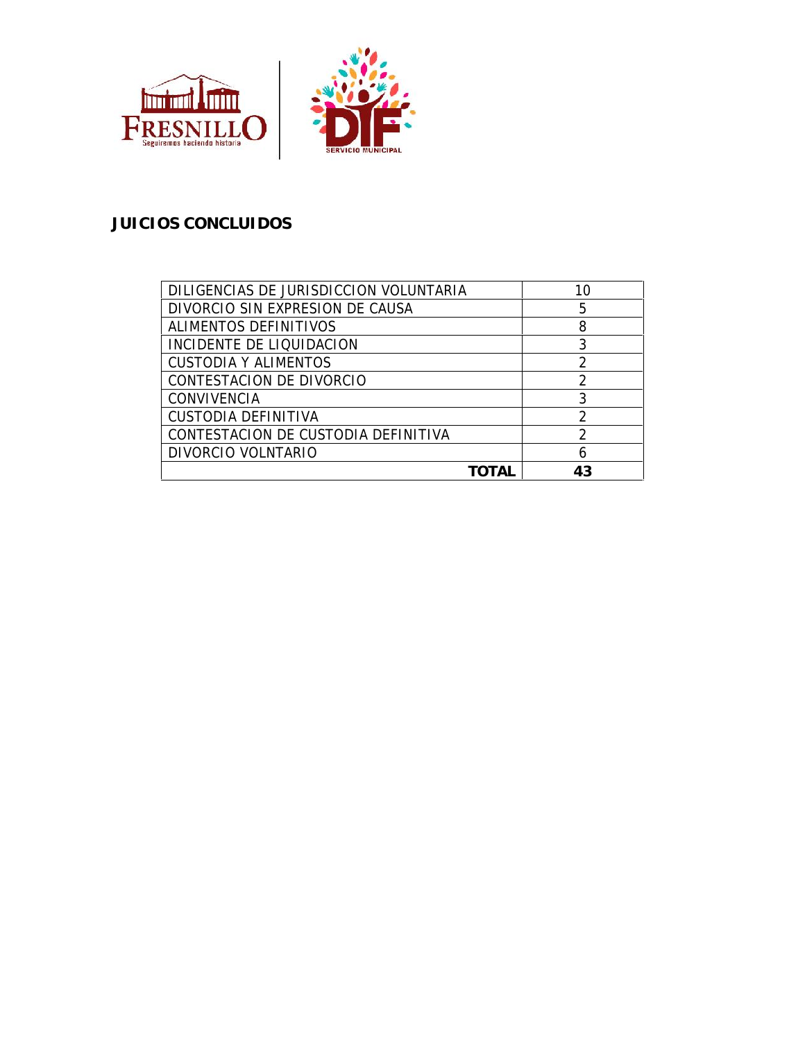## JUICIOS CONCLUIDOS

| | |
|---|---|
| DILIGENCIAS DE JURISDICCION VOLUNTARIA | 10 |
| DIVORCIO SIN EXPRESION DE CAUSA | 5 |
| ALIMENTOS DEFINITIVOS | 8 |
| INCIDENTE DE LIQUIDACION | 3 |
| CUSTODIA Y ALIMENTOS | 2 |
| CONTESTACION DE DIVORCIO | 2 |
| CONVIVENCIA | 3 |
| CUSTODIA DEFINITIVA | 2 |
| CONTESTACION DE CUSTODIA DEFINITIVA | 2 |
| DIVORCIO VOLNTARIO | 6 |
| **TOTAL** | **43** |